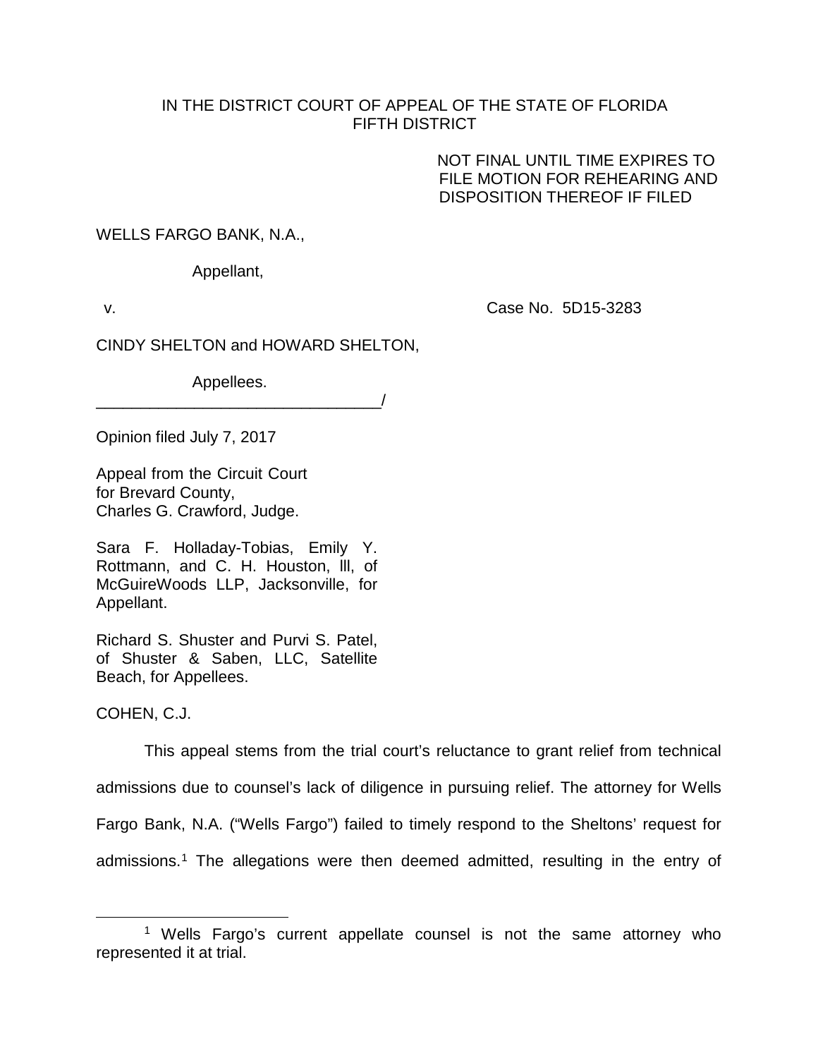IN THE DISTRICT COURT OF APPEAL OF THE STATE OF FLORIDA
FIFTH DISTRICT

NOT FINAL UNTIL TIME EXPIRES TO FILE MOTION FOR REHEARING AND DISPOSITION THEREOF IF FILED

WELLS FARGO BANK, N.A.,

Appellant,

v. Case No. 5D15-3283

CINDY SHELTON and HOWARD SHELTON,

Appellees.
________________________________/

Opinion filed July 7, 2017

Appeal from the Circuit Court for Brevard County,
Charles G. Crawford, Judge.

Sara F. Holladay-Tobias, Emily Y. Rottmann, and C. H. Houston, lll, of McGuireWoods LLP, Jacksonville, for Appellant.

Richard S. Shuster and Purvi S. Patel, of Shuster & Saben, LLC, Satellite Beach, for Appellees.

COHEN, C.J.

This appeal stems from the trial court's reluctance to grant relief from technical admissions due to counsel's lack of diligence in pursuing relief. The attorney for Wells Fargo Bank, N.A. ("Wells Fargo") failed to timely respond to the Sheltons' request for admissions.[1] The allegations were then deemed admitted, resulting in the entry of

[1] Wells Fargo's current appellate counsel is not the same attorney who represented it at trial.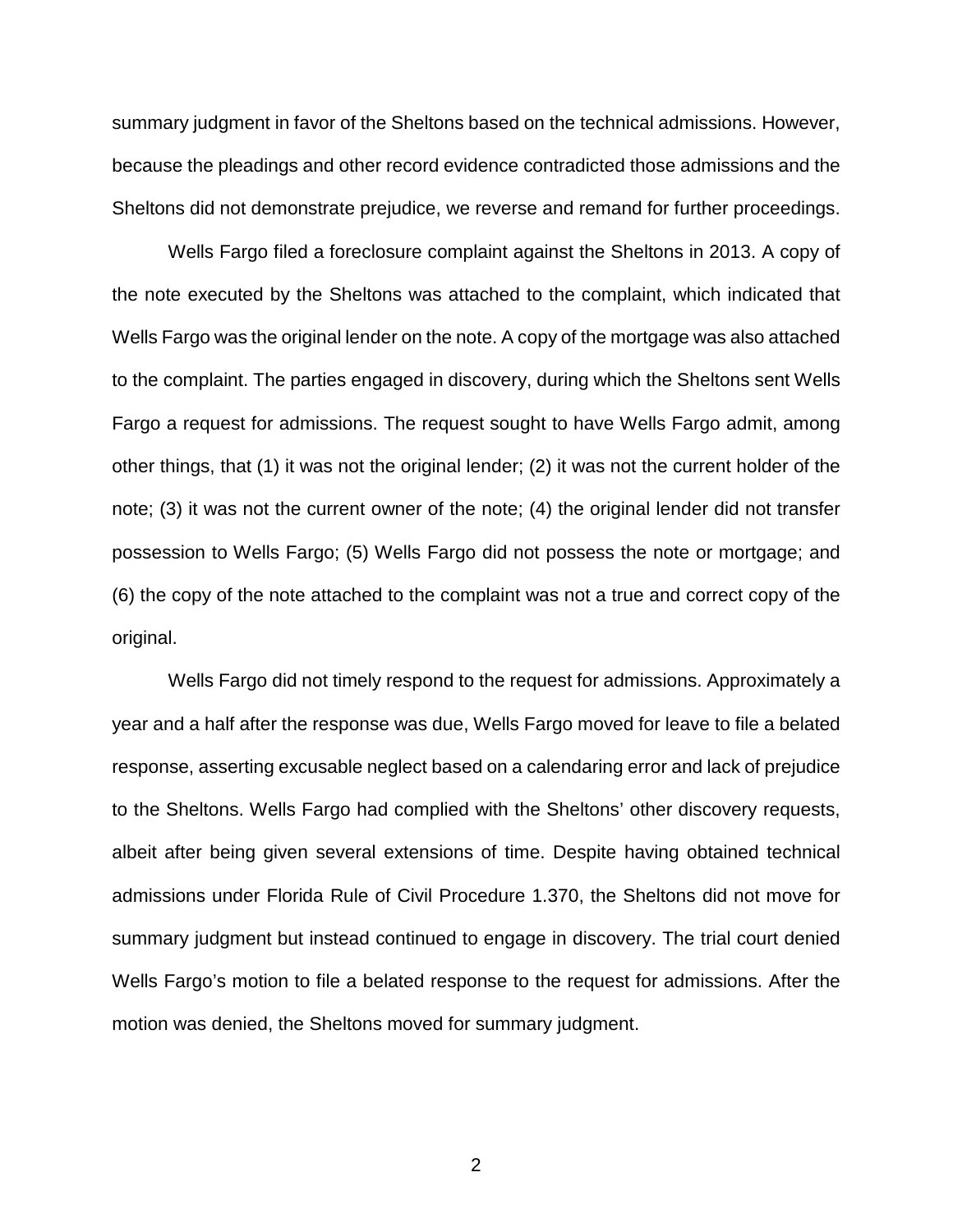summary judgment in favor of the Sheltons based on the technical admissions. However, because the pleadings and other record evidence contradicted those admissions and the Sheltons did not demonstrate prejudice, we reverse and remand for further proceedings.

Wells Fargo filed a foreclosure complaint against the Sheltons in 2013. A copy of the note executed by the Sheltons was attached to the complaint, which indicated that Wells Fargo was the original lender on the note. A copy of the mortgage was also attached to the complaint. The parties engaged in discovery, during which the Sheltons sent Wells Fargo a request for admissions. The request sought to have Wells Fargo admit, among other things, that (1) it was not the original lender; (2) it was not the current holder of the note; (3) it was not the current owner of the note; (4) the original lender did not transfer possession to Wells Fargo; (5) Wells Fargo did not possess the note or mortgage; and (6) the copy of the note attached to the complaint was not a true and correct copy of the original.

Wells Fargo did not timely respond to the request for admissions. Approximately a year and a half after the response was due, Wells Fargo moved for leave to file a belated response, asserting excusable neglect based on a calendaring error and lack of prejudice to the Sheltons. Wells Fargo had complied with the Sheltons' other discovery requests, albeit after being given several extensions of time. Despite having obtained technical admissions under Florida Rule of Civil Procedure 1.370, the Sheltons did not move for summary judgment but instead continued to engage in discovery. The trial court denied Wells Fargo's motion to file a belated response to the request for admissions. After the motion was denied, the Sheltons moved for summary judgment.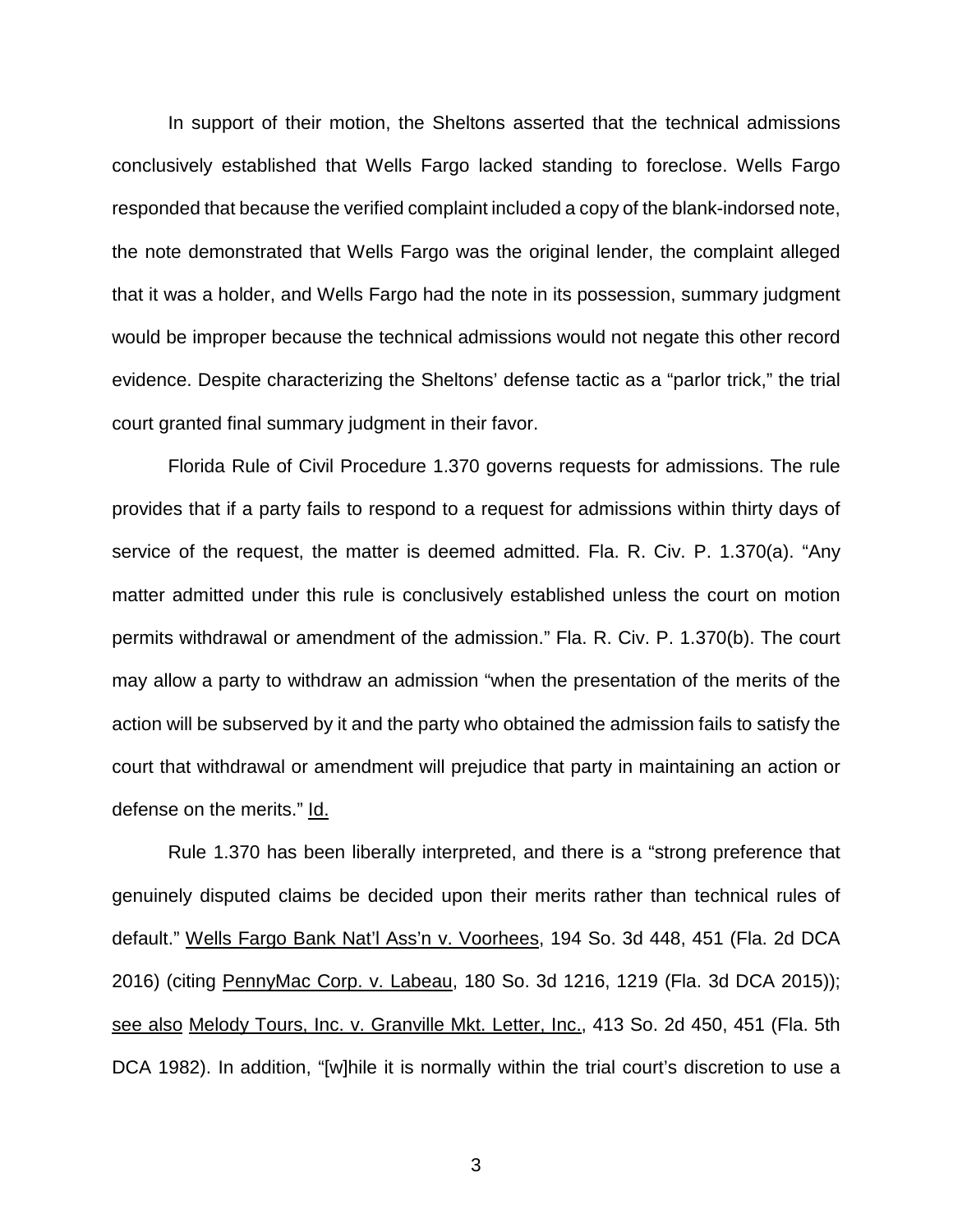In support of their motion, the Sheltons asserted that the technical admissions conclusively established that Wells Fargo lacked standing to foreclose. Wells Fargo responded that because the verified complaint included a copy of the blank-indorsed note, the note demonstrated that Wells Fargo was the original lender, the complaint alleged that it was a holder, and Wells Fargo had the note in its possession, summary judgment would be improper because the technical admissions would not negate this other record evidence. Despite characterizing the Sheltons' defense tactic as a "parlor trick," the trial court granted final summary judgment in their favor.

Florida Rule of Civil Procedure 1.370 governs requests for admissions. The rule provides that if a party fails to respond to a request for admissions within thirty days of service of the request, the matter is deemed admitted. Fla. R. Civ. P. 1.370(a). "Any matter admitted under this rule is conclusively established unless the court on motion permits withdrawal or amendment of the admission." Fla. R. Civ. P. 1.370(b). The court may allow a party to withdraw an admission "when the presentation of the merits of the action will be subserved by it and the party who obtained the admission fails to satisfy the court that withdrawal or amendment will prejudice that party in maintaining an action or defense on the merits." Id.

Rule 1.370 has been liberally interpreted, and there is a "strong preference that genuinely disputed claims be decided upon their merits rather than technical rules of default." Wells Fargo Bank Nat'l Ass'n v. Voorhees, 194 So. 3d 448, 451 (Fla. 2d DCA 2016) (citing PennyMac Corp. v. Labeau, 180 So. 3d 1216, 1219 (Fla. 3d DCA 2015)); see also Melody Tours, Inc. v. Granville Mkt. Letter, Inc., 413 So. 2d 450, 451 (Fla. 5th DCA 1982). In addition, "[w]hile it is normally within the trial court's discretion to use a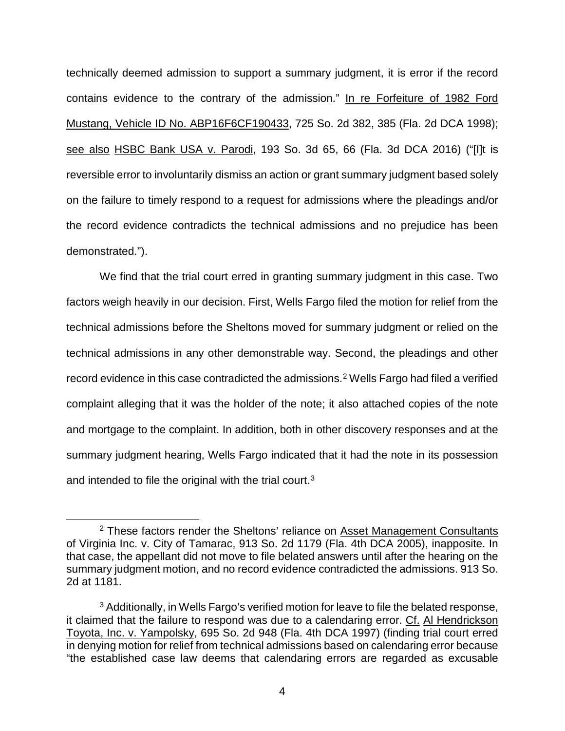technically deemed admission to support a summary judgment, it is error if the record contains evidence to the contrary of the admission." In re Forfeiture of 1982 Ford Mustang, Vehicle ID No. ABP16F6CF190433, 725 So. 2d 382, 385 (Fla. 2d DCA 1998); see also HSBC Bank USA v. Parodi, 193 So. 3d 65, 66 (Fla. 3d DCA 2016) ("[I]t is reversible error to involuntarily dismiss an action or grant summary judgment based solely on the failure to timely respond to a request for admissions where the pleadings and/or the record evidence contradicts the technical admissions and no prejudice has been demonstrated.").

We find that the trial court erred in granting summary judgment in this case. Two factors weigh heavily in our decision. First, Wells Fargo filed the motion for relief from the technical admissions before the Sheltons moved for summary judgment or relied on the technical admissions in any other demonstrable way. Second, the pleadings and other record evidence in this case contradicted the admissions.[2] Wells Fargo had filed a verified complaint alleging that it was the holder of the note; it also attached copies of the note and mortgage to the complaint. In addition, both in other discovery responses and at the summary judgment hearing, Wells Fargo indicated that it had the note in its possession and intended to file the original with the trial court.[3]

---

[2] These factors render the Sheltons' reliance on Asset Management Consultants of Virginia Inc. v. City of Tamarac, 913 So. 2d 1179 (Fla. 4th DCA 2005), inapposite. In that case, the appellant did not move to file belated answers until after the hearing on the summary judgment motion, and no record evidence contradicted the admissions. 913 So. 2d at 1181.

[3] Additionally, in Wells Fargo's verified motion for leave to file the belated response, it claimed that the failure to respond was due to a calendaring error. Cf. Al Hendrickson Toyota, Inc. v. Yampolsky, 695 So. 2d 948 (Fla. 4th DCA 1997) (finding trial court erred in denying motion for relief from technical admissions based on calendaring error because "the established case law deems that calendaring errors are regarded as excusable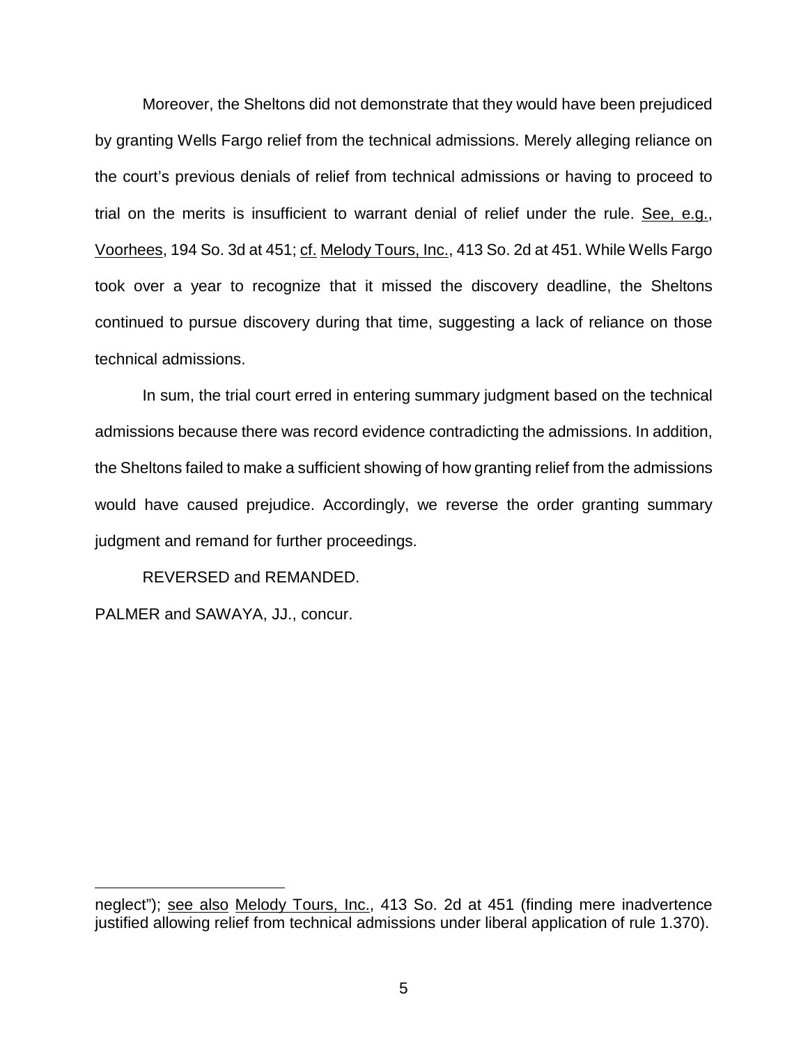Moreover, the Sheltons did not demonstrate that they would have been prejudiced by granting Wells Fargo relief from the technical admissions. Merely alleging reliance on the court's previous denials of relief from technical admissions or having to proceed to trial on the merits is insufficient to warrant denial of relief under the rule. See, e.g., Voorhees, 194 So. 3d at 451; cf. Melody Tours, Inc., 413 So. 2d at 451. While Wells Fargo took over a year to recognize that it missed the discovery deadline, the Sheltons continued to pursue discovery during that time, suggesting a lack of reliance on those technical admissions.

In sum, the trial court erred in entering summary judgment based on the technical admissions because there was record evidence contradicting the admissions. In addition, the Sheltons failed to make a sufficient showing of how granting relief from the admissions would have caused prejudice. Accordingly, we reverse the order granting summary judgment and remand for further proceedings.

REVERSED and REMANDED.

PALMER and SAWAYA, JJ., concur.

---

neglect"); see also Melody Tours, Inc., 413 So. 2d at 451 (finding mere inadvertence justified allowing relief from technical admissions under liberal application of rule 1.370).